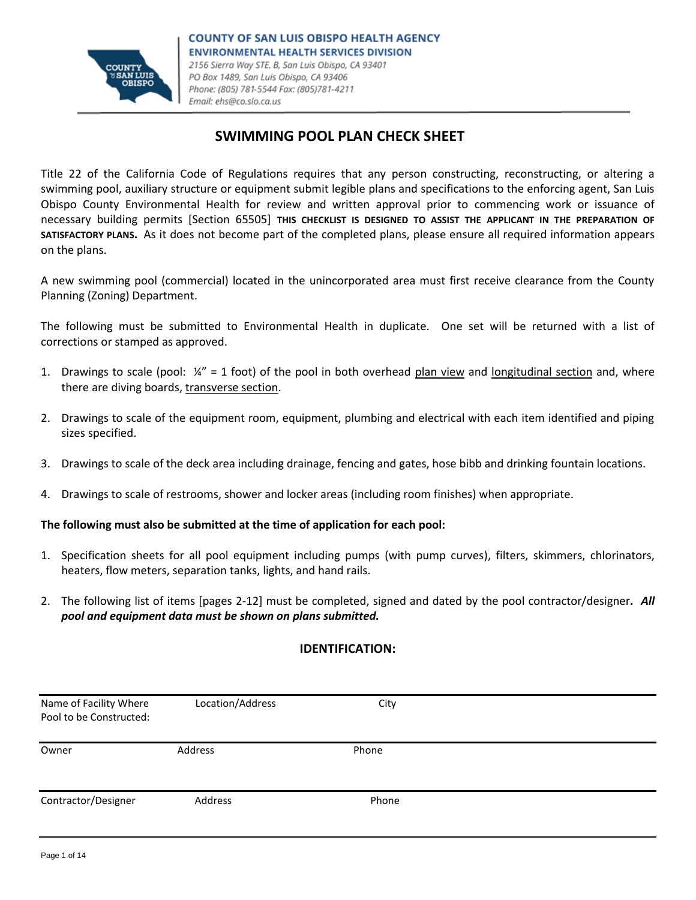**COUNTY OF SAN LUIS OBISPO HEALTH AGENCY**
**ENVIRONMENTAL HEALTH SERVICES DIVISION**
*2156 Sierra Way STE. B, San Luis Obispo, CA 93401*
*PO Box 1489, San Luis Obispo, CA 93406*
*Phone: (805) 781-5544 Fax: (805)781-4211*
*Email: ehs@co.slo.ca.us*

# SWIMMING POOL PLAN CHECK SHEET

Title 22 of the California Code of Regulations requires that any person constructing, reconstructing, or altering a swimming pool, auxiliary structure or equipment submit legible plans and specifications to the enforcing agent, San Luis Obispo County Environmental Health for review and written approval prior to commencing work or issuance of necessary building permits [Section 65505] **THIS CHECKLIST IS DESIGNED TO ASSIST THE APPLICANT IN THE PREPARATION OF SATISFACTORY PLANS.** As it does not become part of the completed plans, please ensure all required information appears on the plans.

A new swimming pool (commercial) located in the unincorporated area must first receive clearance from the County Planning (Zoning) Department.

The following must be submitted to Environmental Health in duplicate. One set will be returned with a list of corrections or stamped as approved.

1. Drawings to scale (pool: ¼" = 1 foot) of the pool in both overhead plan view and longitudinal section and, where there are diving boards, transverse section.
2. Drawings to scale of the equipment room, equipment, plumbing and electrical with each item identified and piping sizes specified.
3. Drawings to scale of the deck area including drainage, fencing and gates, hose bibb and drinking fountain locations.
4. Drawings to scale of restrooms, shower and locker areas (including room finishes) when appropriate.

**The following must also be submitted at the time of application for each pool:**

1. Specification sheets for all pool equipment including pumps (with pump curves), filters, skimmers, chlorinators, heaters, flow meters, separation tanks, lights, and hand rails.
2. The following list of items [pages 2-12] must be completed, signed and dated by the pool contractor/designer. ***All pool and equipment data must be shown on plans submitted.***

## IDENTIFICATION:

| Name of Facility Where Pool to be Constructed: | Location/Address | City |
|---|---|---|
| Owner | Address | Phone |
| Contractor/Designer | Address | Phone |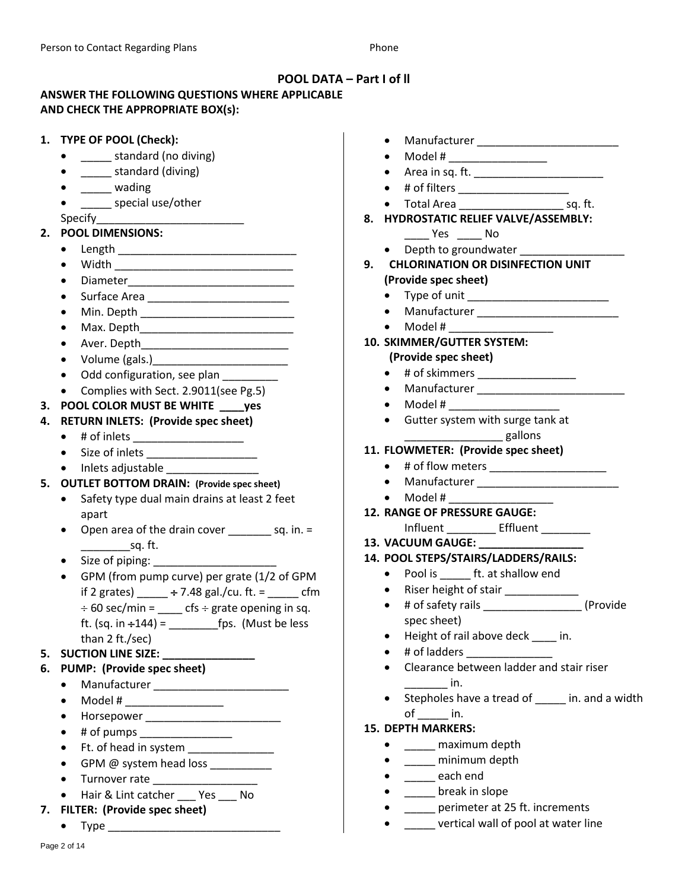Person to Contact Regarding Plans Phone

## POOL DATA – Part I of ll

**ANSWER THE FOLLOWING QUESTIONS WHERE APPLICABLE AND CHECK THE APPROPRIATE BOX(s):**

**1. TYPE OF POOL (Check):**

- _____ standard (no diving)
- _____ standard (diving)
- _____ wading
- _____ special use/other

Specify_________________________

**2. POOL DIMENSIONS:**

- Length _____________________________
- Width ______________________________
- Diameter___________________________
- Surface Area _______________________
- Min. Depth _________________________
- Max. Depth_________________________
- Aver. Depth________________________
- Volume (gals.)______________________
- Odd configuration, see plan _________
- Complies with Sect. 2.9011(see Pg.5)

**3. POOL COLOR MUST BE WHITE ____yes**

**4. RETURN INLETS: (Provide spec sheet)**

- # of inlets __________________
- Size of inlets __________________
- Inlets adjustable _______________

**5. OUTLET BOTTOM DRAIN: (Provide spec sheet)**

- Safety type dual main drains at least 2 feet apart
- Open area of the drain cover _______ sq. in. = ________sq. ft.
- Size of piping: ____________________
- GPM (from pump curve) per grate (1/2 of GPM if 2 grates) _____ ÷ 7.48 gal./cu. ft. = _____ cfm ÷ 60 sec/min = ____ cfs ÷ grate opening in sq. ft. (sq. in ÷144) = ________fps. (Must be less than 2 ft./sec)

**5. SUCTION LINE SIZE: _______________**

**6. PUMP: (Provide spec sheet)**

- Manufacturer ______________________
- Model # ________________
- Horsepower ______________________
- # of pumps _______________
- Ft. of head in system ______________
- GPM @ system head loss __________
- Turnover rate _________________
- Hair & Lint catcher ___ Yes ___ No

**7. FILTER: (Provide spec sheet)**

- Type _____________________________
- Manufacturer _______________________
- Model # ________________
- Area in sq. ft. _____________________
- # of filters __________________
- Total Area _________________ sq. ft.

**8. HYDROSTATIC RELIEF VALVE/ASSEMBLY:**

____ Yes ____ No

- Depth to groundwater _________________

**9. CHLORINATION OR DISINFECTION UNIT (Provide spec sheet)**

- Type of unit _______________________
- Manufacturer _______________________
- Model # _________________

**10. SKIMMER/GUTTER SYSTEM: (Provide spec sheet)**

- # of skimmers ________________
- Manufacturer ________________________
- Model # __________________
- Gutter system with surge tank at ________________ gallons

**11. FLOWMETER: (Provide spec sheet)**

- # of flow meters __________________
- Manufacturer _______________________
- Model # _________________

**12. RANGE OF PRESSURE GAUGE:**

Influent ________ Effluent ________

**13. VACUUM GAUGE: _________________**

**14. POOL STEPS/STAIRS/LADDERS/RAILS:**

- Pool is _____ ft. at shallow end
- Riser height of stair ____________
- # of safety rails ________________ (Provide spec sheet)
- Height of rail above deck ____ in.
- # of ladders ______________
- Clearance between ladder and stair riser _______ in.
- Stepholes have a tread of _____ in. and a width of _____ in.

**15. DEPTH MARKERS:**

- _____ maximum depth
- _____ minimum depth
- _____ each end
- _____ break in slope
- _____ perimeter at 25 ft. increments
- _____ vertical wall of pool at water line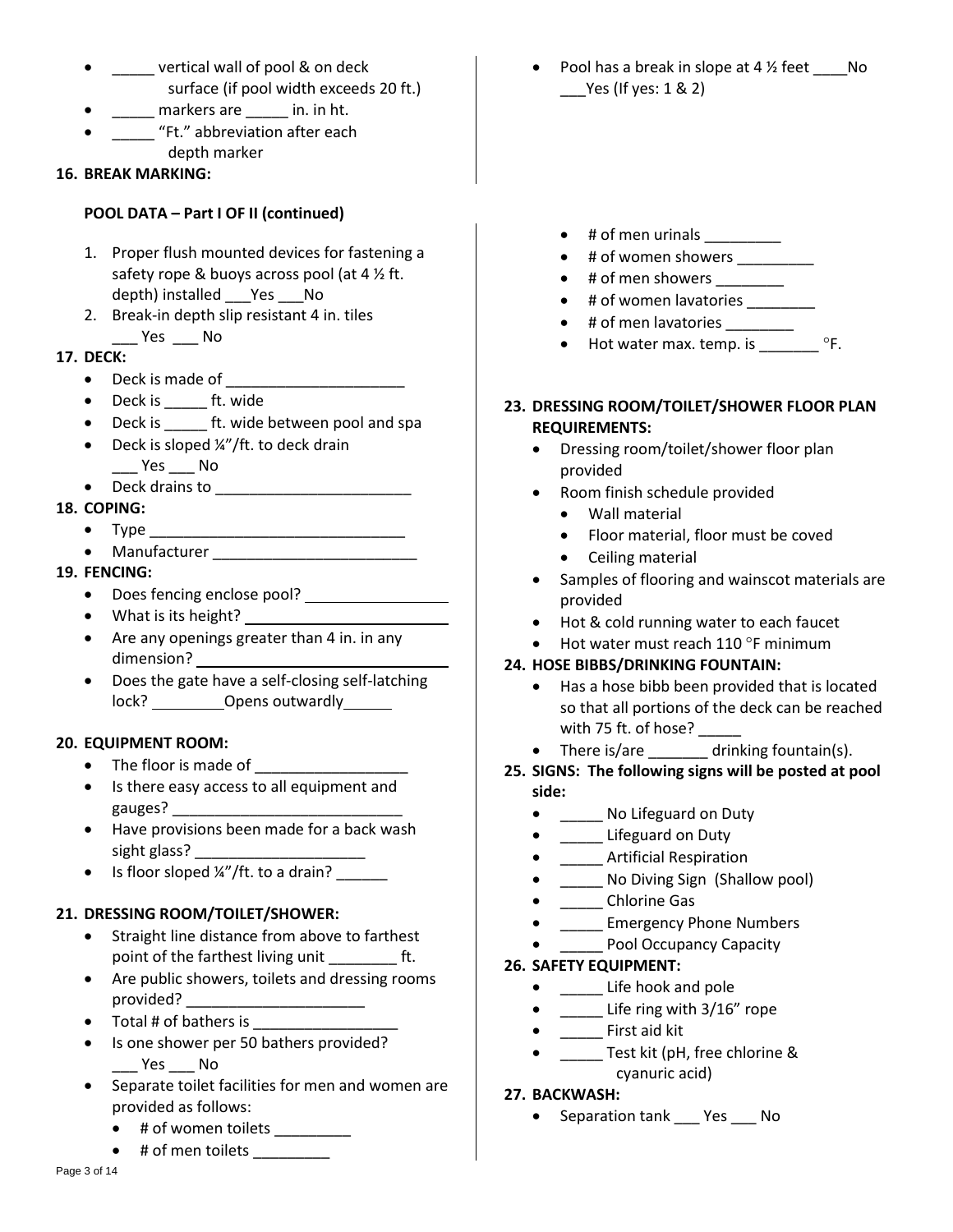- _____ vertical wall of pool & on deck surface (if pool width exceeds 20 ft.)
- _____ markers are _____ in. in ht.
- _____ "Ft." abbreviation after each depth marker

**16. BREAK MARKING:**

- Pool has a break in slope at 4 ½ feet ____No ___Yes (If yes: 1 & 2)

**POOL DATA – Part I OF II (continued)**

1. Proper flush mounted devices for fastening a safety rope & buoys across pool (at 4 ½ ft. depth) installed ___Yes ___No
2. Break-in depth slip resistant 4 in. tiles ___ Yes ___ No

**17. DECK:**

- Deck is made of _____________________
- Deck is _____ ft. wide
- Deck is _____ ft. wide between pool and spa
- Deck is sloped ¼"/ft. to deck drain ___ Yes ___ No
- Deck drains to _______________________

**18. COPING:**

- Type ______________________________
- Manufacturer ________________________

**19. FENCING:**

- Does fencing enclose pool? ________________
- What is its height? ________________
- Are any openings greater than 4 in. in any dimension? ________________
- Does the gate have a self-closing self-latching lock? ________Opens outwardly______

**20. EQUIPMENT ROOM:**

- The floor is made of _________________
- Is there easy access to all equipment and gauges? ___________________________
- Have provisions been made for a back wash sight glass? ____________________
- Is floor sloped ¼"/ft. to a drain? ______

**21. DRESSING ROOM/TOILET/SHOWER:**

- Straight line distance from above to farthest point of the farthest living unit ________ ft.
- Are public showers, toilets and dressing rooms provided? _____________________
- Total # of bathers is _________________
- Is one shower per 50 bathers provided? ___ Yes ___ No
- Separate toilet facilities for men and women are provided as follows:
  - # of women toilets _________
  - # of men toilets _________
  - # of men urinals _________
  - # of women showers _________
  - # of men showers ________
  - # of women lavatories ________
  - # of men lavatories ________
  - Hot water max. temp. is _______ °F.

**23. DRESSING ROOM/TOILET/SHOWER FLOOR PLAN REQUIREMENTS:**

- Dressing room/toilet/shower floor plan provided
- Room finish schedule provided
  - Wall material
  - Floor material, floor must be coved
  - Ceiling material
- Samples of flooring and wainscot materials are provided
- Hot & cold running water to each faucet
- Hot water must reach 110 °F minimum

**24. HOSE BIBBS/DRINKING FOUNTAIN:**

- Has a hose bibb been provided that is located so that all portions of the deck can be reached with 75 ft. of hose? _____
- There is/are _______ drinking fountain(s).

**25. SIGNS: The following signs will be posted at pool side:**

- _____ No Lifeguard on Duty
- _____ Lifeguard on Duty
- _____ Artificial Respiration
- _____ No Diving Sign (Shallow pool)
- _____ Chlorine Gas
- _____ Emergency Phone Numbers
- _____ Pool Occupancy Capacity

**26. SAFETY EQUIPMENT:**

- _____ Life hook and pole
- _____ Life ring with 3/16" rope
- _____ First aid kit
- _____ Test kit (pH, free chlorine & cyanuric acid)

**27. BACKWASH:**

- Separation tank ___ Yes ___ No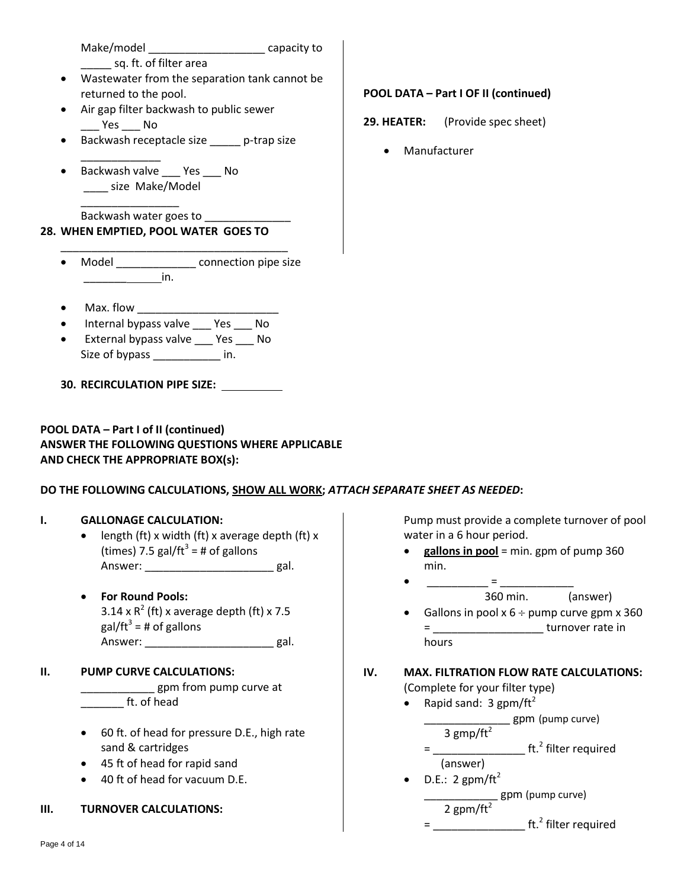Make/model ___________________ capacity to _____ sq. ft. of filter area

- Wastewater from the separation tank cannot be returned to the pool.
- Air gap filter backwash to public sewer ___ Yes ___ No
- Backwash receptacle size _____ p-trap size _____________
- Backwash valve ___ Yes ___ No ____ size Make/Model ________________

Backwash water goes to ______________

**28. WHEN EMPTIED, POOL WATER GOES TO ______________________________________**

**POOL DATA – Part I OF II (continued)**

**29. HEATER:** (Provide spec sheet)

- Manufacturer
- Model _____________ connection pipe size _____________in.
- Max. flow _______________________
- Internal bypass valve ___ Yes ___ No
- External bypass valve ___ Yes ___ No

Size of bypass ___________ in.

**30. RECIRCULATION PIPE SIZE:** __________

**POOL DATA – Part I of II (continued)**
**ANSWER THE FOLLOWING QUESTIONS WHERE APPLICABLE AND CHECK THE APPROPRIATE BOX(s):**

**DO THE FOLLOWING CALCULATIONS, SHOW ALL WORK; *ATTACH SEPARATE SHEET AS NEEDED*:**

**I. GALLONAGE CALCULATION:**

- length (ft) x width (ft) x average depth (ft) x (times) 7.5 gal/ft$^3$ = # of gallons
  Answer: _____________________ gal.
- **For Round Pools:**
  3.14 x R$^2$ (ft) x average depth (ft) x 7.5 gal/ft$^3$ = # of gallons
  Answer: _____________________ gal.

**II. PUMP CURVE CALCULATIONS:**

____________ gpm from pump curve at _______ ft. of head

- 60 ft. of head for pressure D.E., high rate sand & cartridges
- 45 ft of head for rapid sand
- 40 ft of head for vacuum D.E.

**III. TURNOVER CALCULATIONS:**

Pump must provide a complete turnover of pool water in a 6 hour period.

- **gallons in pool** = min. gpm of pump 360 min.
- __________ = ____________
  360 min. (answer)
- Gallons in pool x 6 ÷ pump curve gpm x 360 = __________________ turnover rate in hours

**IV. MAX. FILTRATION FLOW RATE CALCULATIONS:**
(Complete for your filter type)

- Rapid sand: 3 gpm/ft$^2$
  ______________ gpm (pump curve)
  3 gmp/ft$^2$
  = _______________ ft.$^2$ filter required
  (answer)
- D.E.: 2 gpm/ft$^2$
  ____________ gpm (pump curve)
  2 gpm/ft$^2$
  = _______________ ft.$^2$ filter required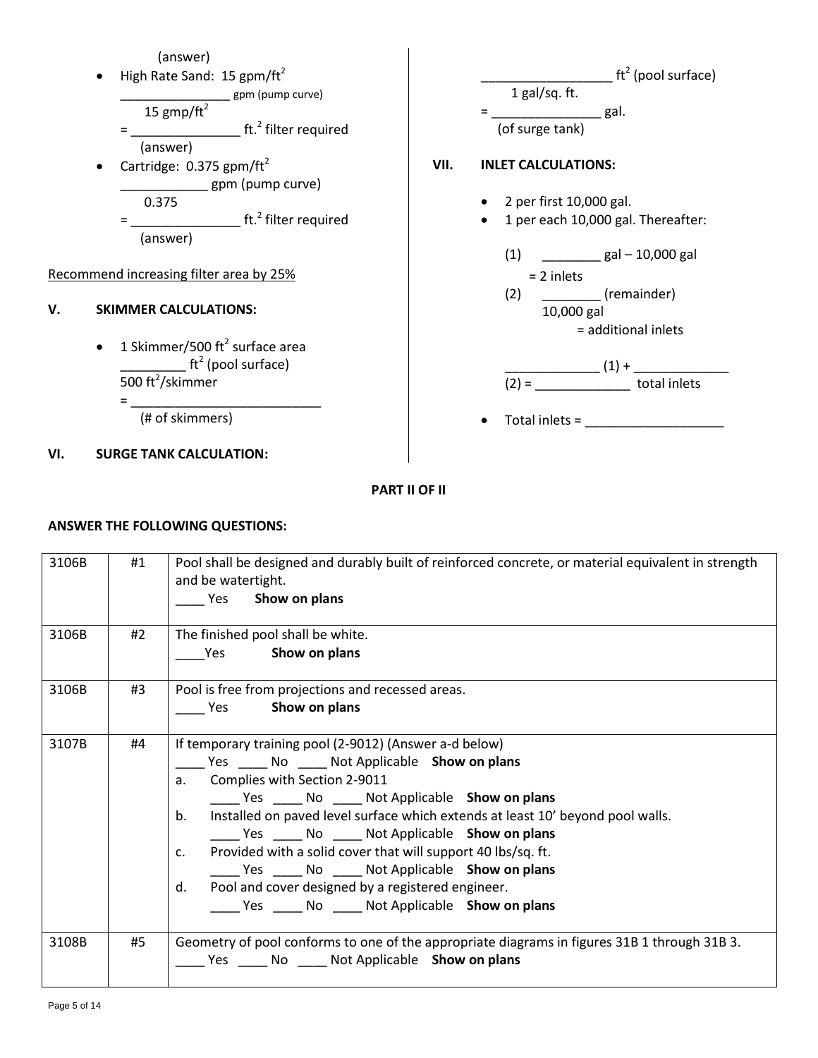(answer)

- High Rate Sand: 15 gpm/ft$^2$

  _______________ gpm (pump curve)
  15 gmp/ft$^2$
  = _______________ ft.$^2$ filter required
  (answer)

- Cartridge: 0.375 gpm/ft$^2$

  ____________ gpm (pump curve)
  0.375
  = _______________ ft.$^2$ filter required
  (answer)

Recommend increasing filter area by 25%

## V. SKIMMER CALCULATIONS:

- 1 Skimmer/500 ft$^2$ surface area

  _________ ft$^2$ (pool surface)
  500 ft$^2$/skimmer
  = ___________________________
  (# of skimmers)

## VI. SURGE TANK CALCULATION:

__________________ ft$^2$ (pool surface)
1 gal/sq. ft.
= _______________ gal.
(of surge tank)

## VII. INLET CALCULATIONS:

- 2 per first 10,000 gal.
- 1 per each 10,000 gal. Thereafter:

  (1) ________ gal – 10,000 gal
  = 2 inlets

  (2) ________ (remainder)
  10,000 gal
  = additional inlets

  _____________ (1) + _____________
  (2) = _____________ total inlets

- Total inlets = ___________________

**PART II OF II**

**ANSWER THE FOLLOWING QUESTIONS:**

| | | |
|---|---|---|
| 3106B | #1 | Pool shall be designed and durably built of reinforced concrete, or material equivalent in strength and be watertight.<br>____ Yes **Show on plans** |
| 3106B | #2 | The finished pool shall be white.<br>____Yes **Show on plans** |
| 3106B | #3 | Pool is free from projections and recessed areas.<br>____ Yes **Show on plans** |
| 3107B | #4 | If temporary training pool (2-9012) (Answer a-d below)<br>____ Yes ____ No ____ Not Applicable **Show on plans**<br>a. Complies with Section 2-9011<br>____ Yes ____ No ____ Not Applicable **Show on plans**<br>b. Installed on paved level surface which extends at least 10' beyond pool walls.<br>____ Yes ____ No ____ Not Applicable **Show on plans**<br>c. Provided with a solid cover that will support 40 lbs/sq. ft.<br>____ Yes ____ No ____ Not Applicable **Show on plans**<br>d. Pool and cover designed by a registered engineer.<br>____ Yes ____ No ____ Not Applicable **Show on plans** |
| 3108B | #5 | Geometry of pool conforms to one of the appropriate diagrams in figures 31B 1 through 31B 3.<br>____ Yes ____ No ____ Not Applicable **Show on plans** |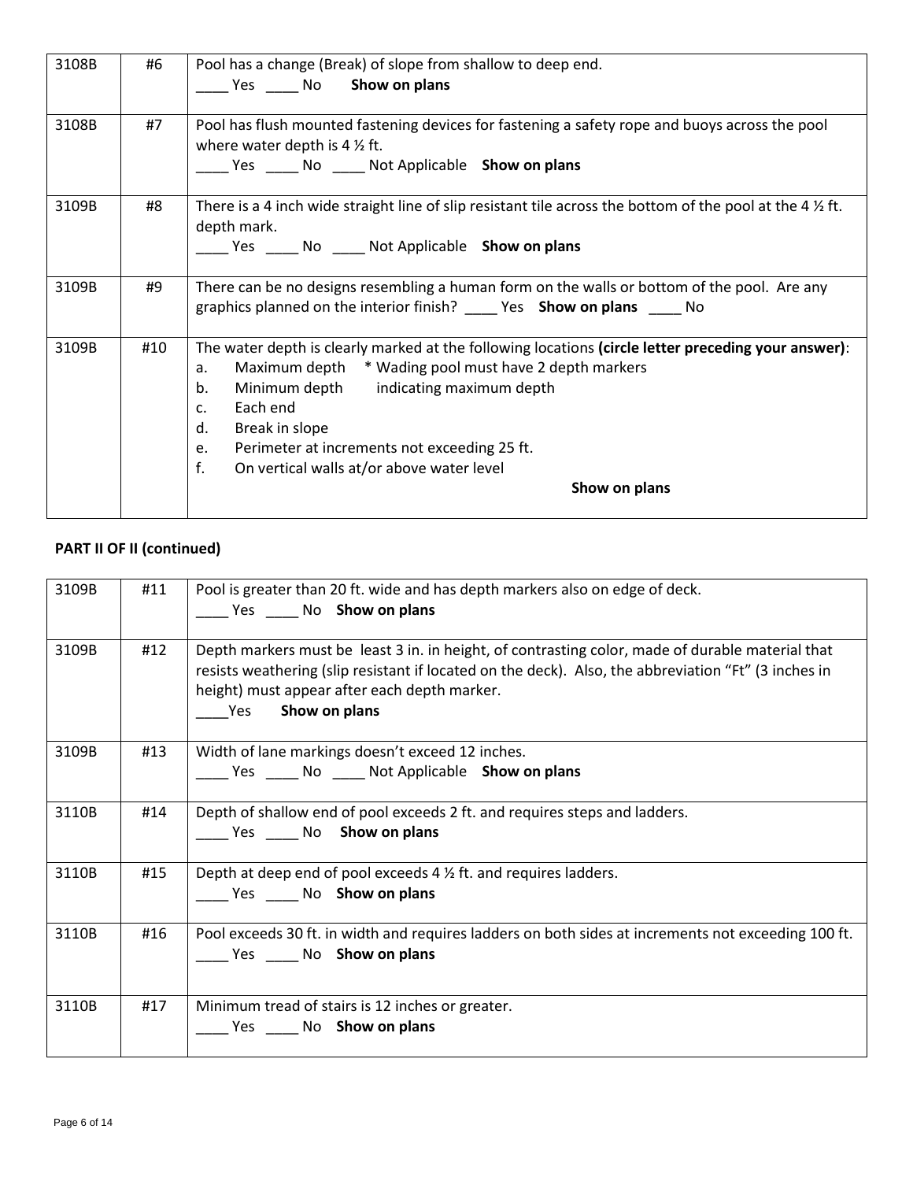| 3108B | #6 | Pool has a change (Break) of slope from shallow to deep end.<br>____ Yes ____ No **Show on plans** |
|---|---|---|
| 3108B | #7 | Pool has flush mounted fastening devices for fastening a safety rope and buoys across the pool where water depth is 4 ½ ft.<br>____ Yes ____ No ____ Not Applicable **Show on plans** |
| 3109B | #8 | There is a 4 inch wide straight line of slip resistant tile across the bottom of the pool at the 4 ½ ft. depth mark.<br>____ Yes ____ No ____ Not Applicable **Show on plans** |
| 3109B | #9 | There can be no designs resembling a human form on the walls or bottom of the pool. Are any graphics planned on the interior finish? ____ Yes **Show on plans** ____ No |
| 3109B | #10 | The water depth is clearly marked at the following locations **(circle letter preceding your answer)**:<br>a. Maximum depth * Wading pool must have 2 depth markers<br>b. Minimum depth indicating maximum depth<br>c. Each end<br>d. Break in slope<br>e. Perimeter at increments not exceeding 25 ft.<br>f. On vertical walls at/or above water level<br>**Show on plans** |

**PART II OF II (continued)**

| 3109B | #11 | Pool is greater than 20 ft. wide and has depth markers also on edge of deck.<br>____ Yes ____ No **Show on plans** |
|---|---|---|
| 3109B | #12 | Depth markers must be least 3 in. in height, of contrasting color, made of durable material that resists weathering (slip resistant if located on the deck). Also, the abbreviation "Ft" (3 inches in height) must appear after each depth marker.<br>____Yes **Show on plans** |
| 3109B | #13 | Width of lane markings doesn't exceed 12 inches.<br>____ Yes ____ No ____ Not Applicable **Show on plans** |
| 3110B | #14 | Depth of shallow end of pool exceeds 2 ft. and requires steps and ladders.<br>____ Yes ____ No **Show on plans** |
| 3110B | #15 | Depth at deep end of pool exceeds 4 ½ ft. and requires ladders.<br>____ Yes ____ No **Show on plans** |
| 3110B | #16 | Pool exceeds 30 ft. in width and requires ladders on both sides at increments not exceeding 100 ft.<br>____ Yes ____ No **Show on plans** |
| 3110B | #17 | Minimum tread of stairs is 12 inches or greater.<br>____ Yes ____ No **Show on plans** |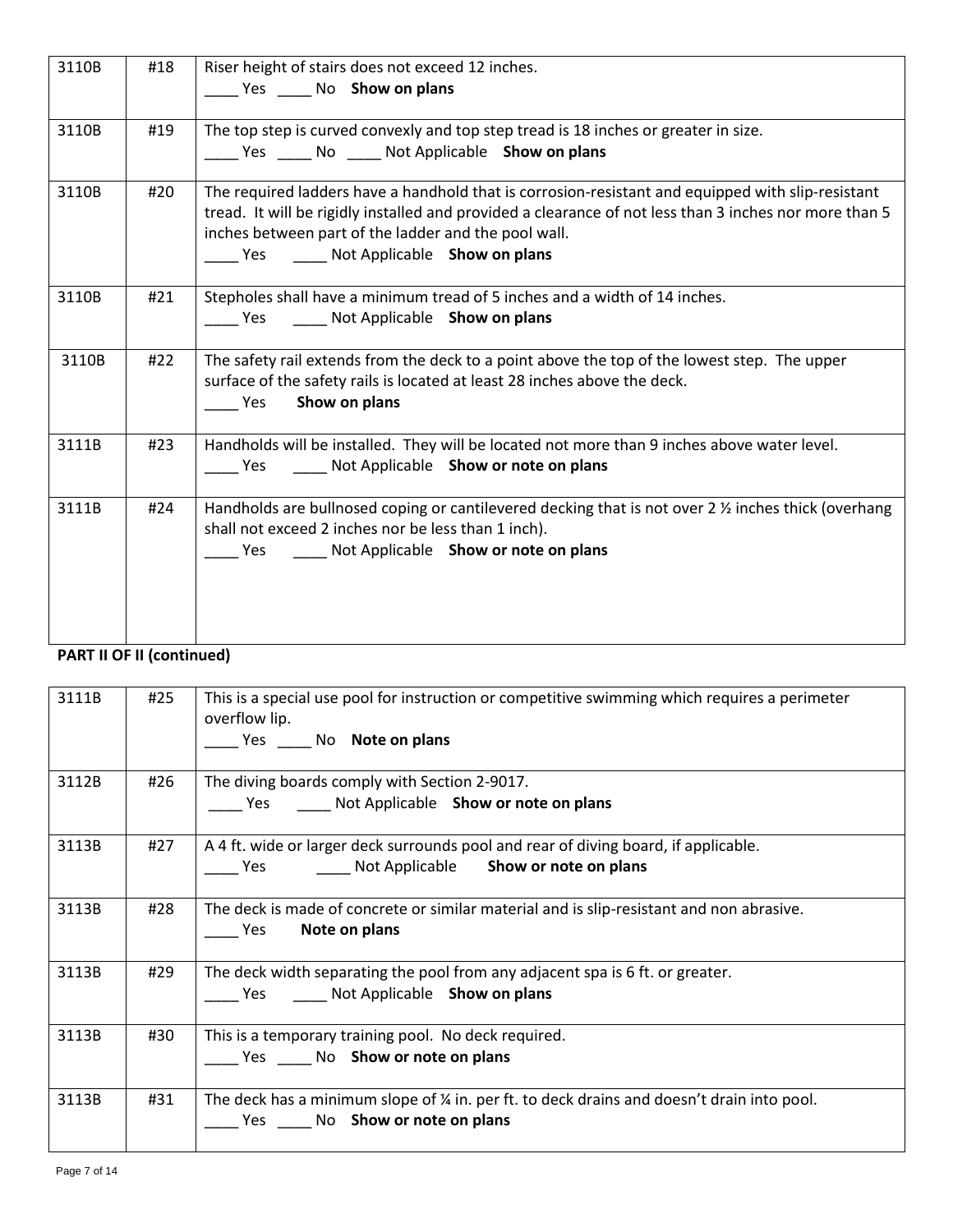| 3110B | #18 | Riser height of stairs does not exceed 12 inches.<br>____ Yes ____ No **Show on plans** |
|---|---|---|
| 3110B | #19 | The top step is curved convexly and top step tread is 18 inches or greater in size.<br>____ Yes ____ No ____ Not Applicable **Show on plans** |
| 3110B | #20 | The required ladders have a handhold that is corrosion-resistant and equipped with slip-resistant tread. It will be rigidly installed and provided a clearance of not less than 3 inches nor more than 5 inches between part of the ladder and the pool wall.<br>____ Yes ____ Not Applicable **Show on plans** |
| 3110B | #21 | Stepholes shall have a minimum tread of 5 inches and a width of 14 inches.<br>____ Yes ____ Not Applicable **Show on plans** |
| 3110B | #22 | The safety rail extends from the deck to a point above the top of the lowest step. The upper surface of the safety rails is located at least 28 inches above the deck.<br>____ Yes **Show on plans** |
| 3111B | #23 | Handholds will be installed. They will be located not more than 9 inches above water level.<br>____ Yes ____ Not Applicable **Show or note on plans** |
| 3111B | #24 | Handholds are bullnosed coping or cantilevered decking that is not over 2 ½ inches thick (overhang shall not exceed 2 inches nor be less than 1 inch).<br>____ Yes ____ Not Applicable **Show or note on plans** |

**PART II OF II (continued)**

| 3111B | #25 | This is a special use pool for instruction or competitive swimming which requires a perimeter overflow lip.<br>____ Yes ____ No **Note on plans** |
|---|---|---|
| 3112B | #26 | The diving boards comply with Section 2-9017.<br>____ Yes ____ Not Applicable **Show or note on plans** |
| 3113B | #27 | A 4 ft. wide or larger deck surrounds pool and rear of diving board, if applicable.<br>____ Yes ____ Not Applicable **Show or note on plans** |
| 3113B | #28 | The deck is made of concrete or similar material and is slip-resistant and non abrasive.<br>____ Yes **Note on plans** |
| 3113B | #29 | The deck width separating the pool from any adjacent spa is 6 ft. or greater.<br>____ Yes ____ Not Applicable **Show on plans** |
| 3113B | #30 | This is a temporary training pool. No deck required.<br>____ Yes ____ No **Show or note on plans** |
| 3113B | #31 | The deck has a minimum slope of ¼ in. per ft. to deck drains and doesn't drain into pool.<br>____ Yes ____ No **Show or note on plans** |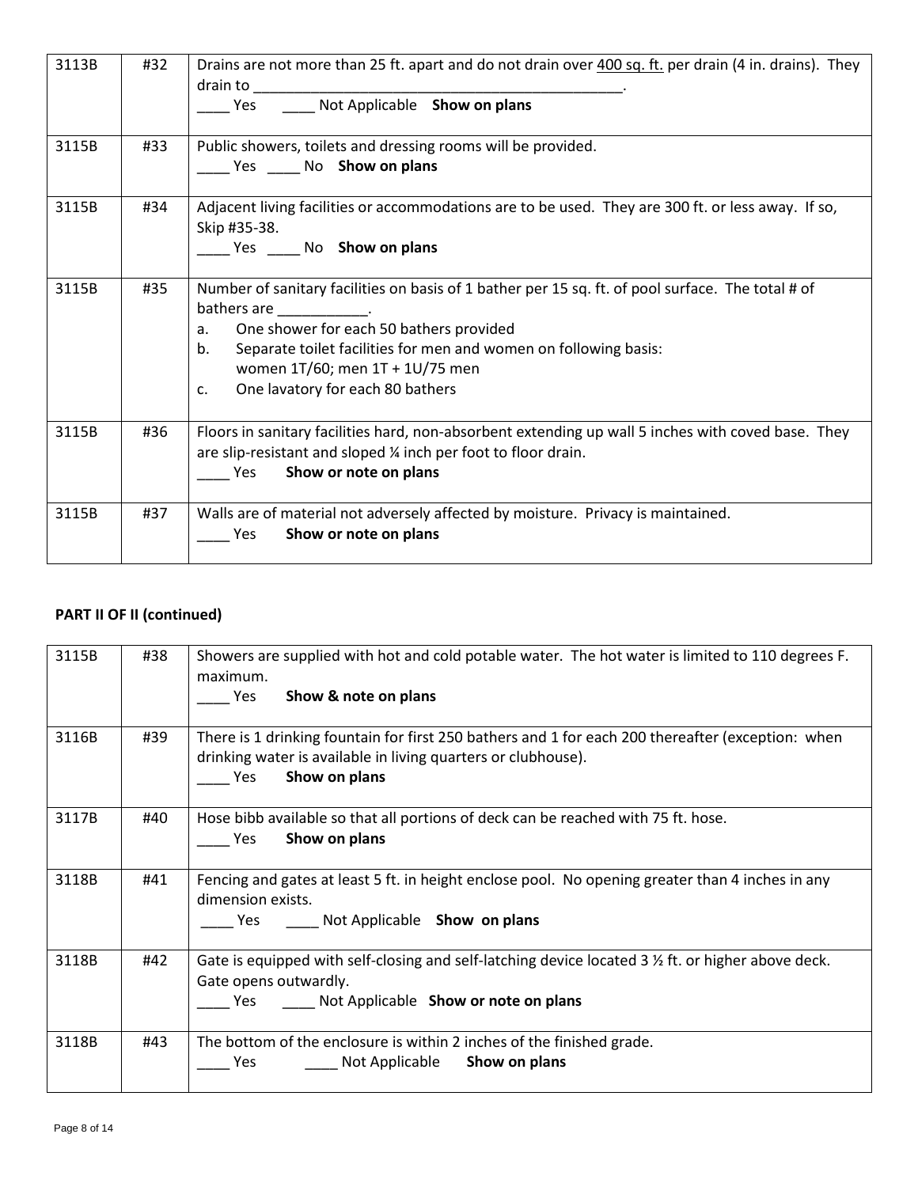| | | |
|---|---|---|
| 3113B | #32 | Drains are not more than 25 ft. apart and do not drain over <u>400 sq. ft.</u> per drain (4 in. drains). They drain to ________________________________________________.<br>____ Yes ____ Not Applicable **Show on plans** |
| 3115B | #33 | Public showers, toilets and dressing rooms will be provided.<br>____ Yes ____ No **Show on plans** |
| 3115B | #34 | Adjacent living facilities or accommodations are to be used. They are 300 ft. or less away. If so, Skip #35-38.<br>____ Yes ____ No **Show on plans** |
| 3115B | #35 | Number of sanitary facilities on basis of 1 bather per 15 sq. ft. of pool surface. The total # of bathers are ___________.<br>a. One shower for each 50 bathers provided<br>b. Separate toilet facilities for men and women on following basis: women 1T/60; men 1T + 1U/75 men<br>c. One lavatory for each 80 bathers |
| 3115B | #36 | Floors in sanitary facilities hard, non-absorbent extending up wall 5 inches with coved base. They are slip-resistant and sloped ¼ inch per foot to floor drain.<br>____ Yes **Show or note on plans** |
| 3115B | #37 | Walls are of material not adversely affected by moisture. Privacy is maintained.<br>____ Yes **Show or note on plans** |

**PART II OF II (continued)**

| | | |
|---|---|---|
| 3115B | #38 | Showers are supplied with hot and cold potable water. The hot water is limited to 110 degrees F. maximum.<br>____ Yes **Show & note on plans** |
| 3116B | #39 | There is 1 drinking fountain for first 250 bathers and 1 for each 200 thereafter (exception: when drinking water is available in living quarters or clubhouse).<br>____ Yes **Show on plans** |
| 3117B | #40 | Hose bibb available so that all portions of deck can be reached with 75 ft. hose.<br>____ Yes **Show on plans** |
| 3118B | #41 | Fencing and gates at least 5 ft. in height enclose pool. No opening greater than 4 inches in any dimension exists.<br>____ Yes ____ Not Applicable **Show on plans** |
| 3118B | #42 | Gate is equipped with self-closing and self-latching device located 3 ½ ft. or higher above deck. Gate opens outwardly.<br>____ Yes ____ Not Applicable **Show or note on plans** |
| 3118B | #43 | The bottom of the enclosure is within 2 inches of the finished grade.<br>____ Yes ____ Not Applicable **Show on plans** |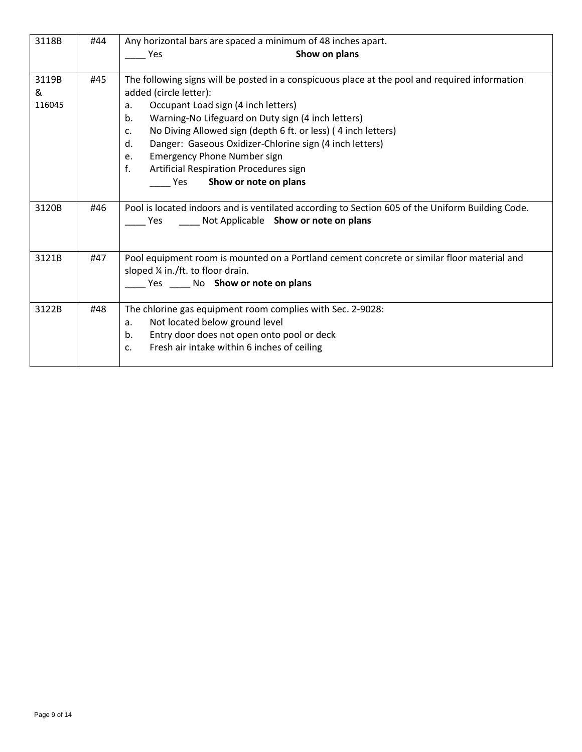| | | |
|---|---|---|
| 3118B | #44 | Any horizontal bars are spaced a minimum of 48 inches apart.<br>____ Yes **Show on plans** |
| 3119B<br>&<br>116045 | #45 | The following signs will be posted in a conspicuous place at the pool and required information added (circle letter):<br>a. Occupant Load sign (4 inch letters)<br>b. Warning-No Lifeguard on Duty sign (4 inch letters)<br>c. No Diving Allowed sign (depth 6 ft. or less) ( 4 inch letters)<br>d. Danger: Gaseous Oxidizer-Chlorine sign (4 inch letters)<br>e. Emergency Phone Number sign<br>f. Artificial Respiration Procedures sign<br>____ Yes **Show or note on plans** |
| 3120B | #46 | Pool is located indoors and is ventilated according to Section 605 of the Uniform Building Code.<br>____ Yes ____ Not Applicable **Show or note on plans** |
| 3121B | #47 | Pool equipment room is mounted on a Portland cement concrete or similar floor material and sloped ¼ in./ft. to floor drain.<br>____ Yes ____ No **Show or note on plans** |
| 3122B | #48 | The chlorine gas equipment room complies with Sec. 2-9028:<br>a. Not located below ground level<br>b. Entry door does not open onto pool or deck<br>c. Fresh air intake within 6 inches of ceiling |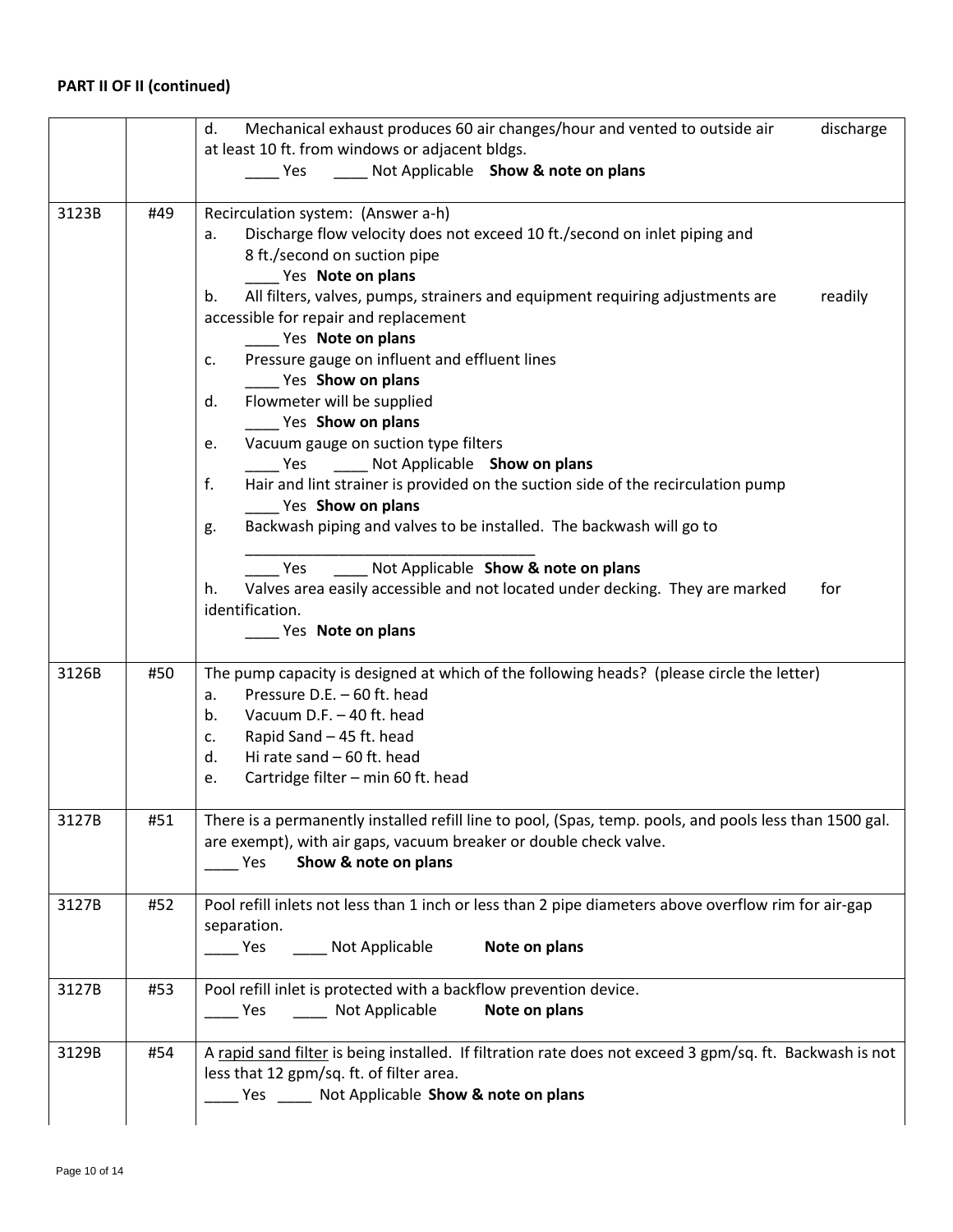**PART II OF II (continued)**

| | | |
|---|---|---|
| | | d. Mechanical exhaust produces 60 air changes/hour and vented to outside air discharge at least 10 ft. from windows or adjacent bldgs.<br>____ Yes ____ Not Applicable **Show & note on plans** |
| 3123B | #49 | Recirculation system: (Answer a-h)<br>a. Discharge flow velocity does not exceed 10 ft./second on inlet piping and 8 ft./second on suction pipe<br>____ Yes **Note on plans**<br>b. All filters, valves, pumps, strainers and equipment requiring adjustments are readily accessible for repair and replacement<br>____ Yes **Note on plans**<br>c. Pressure gauge on influent and effluent lines<br>____ Yes **Show on plans**<br>d. Flowmeter will be supplied<br>____ Yes **Show on plans**<br>e. Vacuum gauge on suction type filters<br>____ Yes ____ Not Applicable **Show on plans**<br>f. Hair and lint strainer is provided on the suction side of the recirculation pump<br>____ Yes **Show on plans**<br>g. Backwash piping and valves to be installed. The backwash will go to ___________________________________<br>____ Yes ____ Not Applicable **Show & note on plans**<br>h. Valves area easily accessible and not located under decking. They are marked for identification.<br>____ Yes **Note on plans** |
| 3126B | #50 | The pump capacity is designed at which of the following heads? (please circle the letter)<br>a. Pressure D.E. – 60 ft. head<br>b. Vacuum D.F. – 40 ft. head<br>c. Rapid Sand – 45 ft. head<br>d. Hi rate sand – 60 ft. head<br>e. Cartridge filter – min 60 ft. head |
| 3127B | #51 | There is a permanently installed refill line to pool, (Spas, temp. pools, and pools less than 1500 gal. are exempt), with air gaps, vacuum breaker or double check valve.<br>____ Yes **Show & note on plans** |
| 3127B | #52 | Pool refill inlets not less than 1 inch or less than 2 pipe diameters above overflow rim for air-gap separation.<br>____ Yes ____ Not Applicable **Note on plans** |
| 3127B | #53 | Pool refill inlet is protected with a backflow prevention device.<br>____ Yes ____ Not Applicable **Note on plans** |
| 3129B | #54 | A <u>rapid sand filter</u> is being installed. If filtration rate does not exceed 3 gpm/sq. ft. Backwash is not less that 12 gpm/sq. ft. of filter area.<br>____ Yes ____ Not Applicable **Show & note on plans** |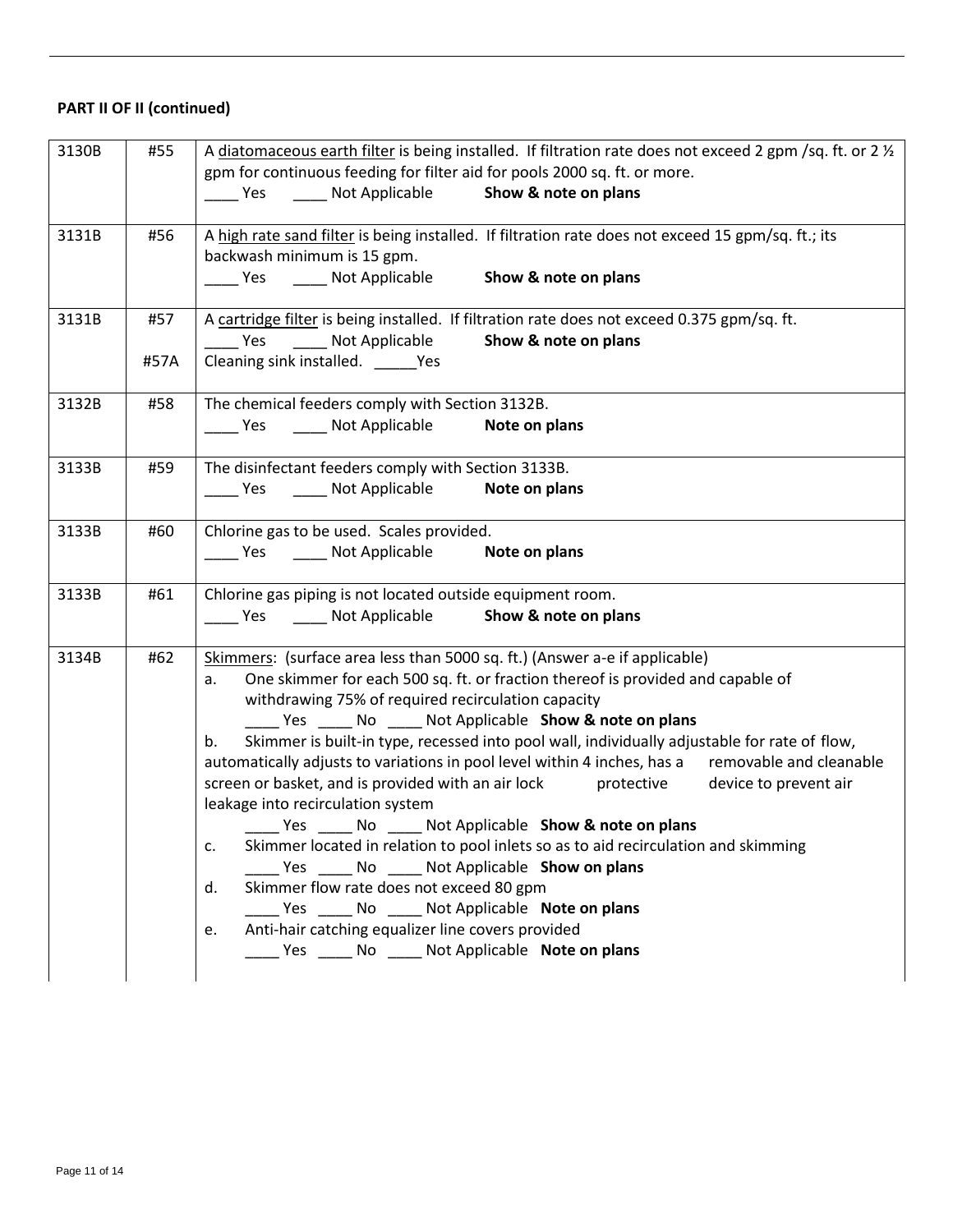**PART II OF II (continued)**

| | | |
|---|---|---|
| 3130B | #55 | A <u>diatomaceous earth filter</u> is being installed. If filtration rate does not exceed 2 gpm /sq. ft. or 2 ½ gpm for continuous feeding for filter aid for pools 2000 sq. ft. or more.<br>____ Yes ____ Not Applicable **Show & note on plans** |
| 3131B | #56 | A <u>high rate sand filter</u> is being installed. If filtration rate does not exceed 15 gpm/sq. ft.; its backwash minimum is 15 gpm.<br>____ Yes ____ Not Applicable **Show & note on plans** |
| 3131B | #57<br>#57A | A <u>cartridge filter</u> is being installed. If filtration rate does not exceed 0.375 gpm/sq. ft.<br>____ Yes ____ Not Applicable **Show & note on plans**<br>Cleaning sink installed. _____Yes |
| 3132B | #58 | The chemical feeders comply with Section 3132B.<br>____ Yes ____ Not Applicable **Note on plans** |
| 3133B | #59 | The disinfectant feeders comply with Section 3133B.<br>____ Yes ____ Not Applicable **Note on plans** |
| 3133B | #60 | Chlorine gas to be used. Scales provided.<br>____ Yes ____ Not Applicable **Note on plans** |
| 3133B | #61 | Chlorine gas piping is not located outside equipment room.<br>____ Yes ____ Not Applicable **Show & note on plans** |
| 3134B | #62 | <u>Skimmers</u>: (surface area less than 5000 sq. ft.) (Answer a-e if applicable)<br>a. One skimmer for each 500 sq. ft. or fraction thereof is provided and capable of withdrawing 75% of required recirculation capacity<br>____ Yes ____ No ____ Not Applicable **Show & note on plans**<br>b. Skimmer is built-in type, recessed into pool wall, individually adjustable for rate of flow, automatically adjusts to variations in pool level within 4 inches, has a removable and cleanable screen or basket, and is provided with an air lock protective device to prevent air leakage into recirculation system<br>____ Yes ____ No ____ Not Applicable **Show & note on plans**<br>c. Skimmer located in relation to pool inlets so as to aid recirculation and skimming<br>____ Yes ____ No ____ Not Applicable **Show on plans**<br>d. Skimmer flow rate does not exceed 80 gpm<br>____ Yes ____ No ____ Not Applicable **Note on plans**<br>e. Anti-hair catching equalizer line covers provided<br>____ Yes ____ No ____ Not Applicable **Note on plans** |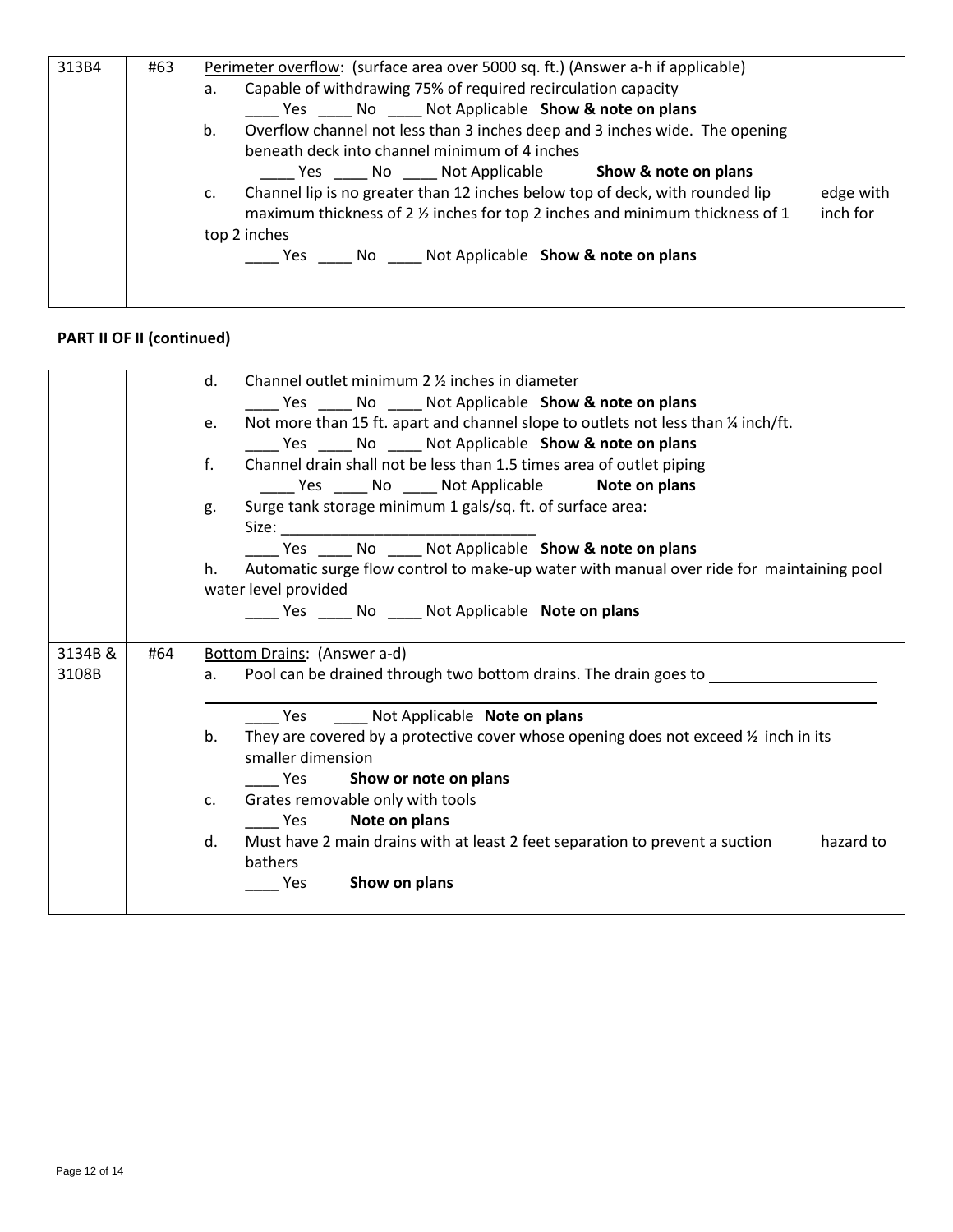| 313B4 | #63 | Perimeter overflow: (surface area over 5000 sq. ft.) (Answer a-h if applicable)<br>a. Capable of withdrawing 75% of required recirculation capacity<br>____ Yes ____ No ____ Not Applicable **Show & note on plans**<br>b. Overflow channel not less than 3 inches deep and 3 inches wide. The opening beneath deck into channel minimum of 4 inches<br>____ Yes ____ No ____ Not Applicable **Show & note on plans**<br>c. Channel lip is no greater than 12 inches below top of deck, with rounded lip edge with maximum thickness of 2 ½ inches for top 2 inches and minimum thickness of 1 inch for top 2 inches<br>____ Yes ____ No ____ Not Applicable **Show & note on plans** |
|---|---|---|

**PART II OF II (continued)**

| | | d. Channel outlet minimum 2 ½ inches in diameter<br>____ Yes ____ No ____ Not Applicable **Show & note on plans**<br>e. Not more than 15 ft. apart and channel slope to outlets not less than ¼ inch/ft.<br>____ Yes ____ No ____ Not Applicable **Show & note on plans**<br>f. Channel drain shall not be less than 1.5 times area of outlet piping<br>____ Yes ____ No ____ Not Applicable **Note on plans**<br>g. Surge tank storage minimum 1 gals/sq. ft. of surface area:<br>Size: ______________________________<br>____ Yes ____ No ____ Not Applicable **Show & note on plans**<br>h. Automatic surge flow control to make-up water with manual over ride for maintaining pool water level provided<br>____ Yes ____ No ____ Not Applicable **Note on plans** |
|---|---|---|
| 3134B & 3108B | #64 | Bottom Drains: (Answer a-d)<br>a. Pool can be drained through two bottom drains. The drain goes to ____________________<br>______________________________________________<br>____ Yes ____ Not Applicable **Note on plans**<br>b. They are covered by a protective cover whose opening does not exceed ½ inch in its smaller dimension<br>____ Yes **Show or note on plans**<br>c. Grates removable only with tools<br>____ Yes **Note on plans**<br>d. Must have 2 main drains with at least 2 feet separation to prevent a suction hazard to bathers<br>____ Yes **Show on plans** |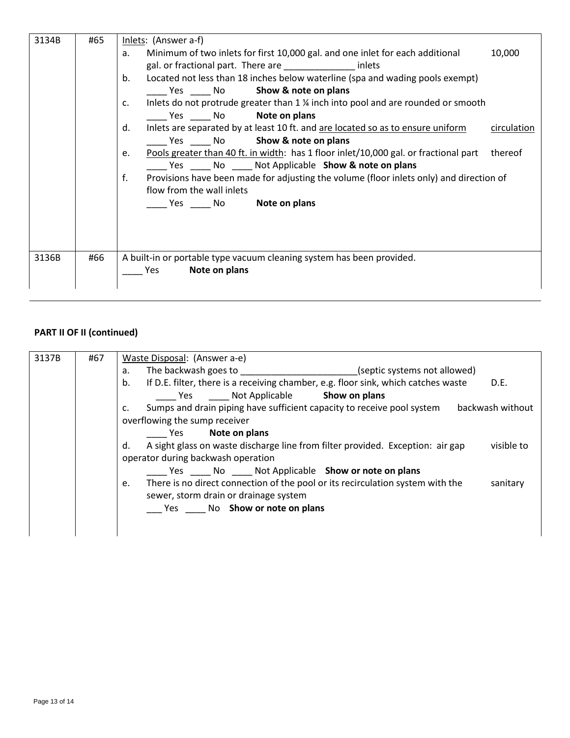| | | |
|---|---|---|
| 3134B | #65 | <u>Inlets</u>: (Answer a-f)<br>a. Minimum of two inlets for first 10,000 gal. and one inlet for each additional 10,000 gal. or fractional part. There are ______________ inlets<br>b. Located not less than 18 inches below waterline (spa and wading pools exempt)<br>____ Yes ____ No **Show & note on plans**<br>c. Inlets do not protrude greater than 1 ¼ inch into pool and are rounded or smooth<br>____ Yes ____ No **Note on plans**<br>d. Inlets are separated by at least 10 ft. and <u>are located so as to ensure uniform circulation</u><br>____ Yes ____ No **Show & note on plans**<br>e. <u>Pools greater than 40 ft. in width</u>: has 1 floor inlet/10,000 gal. or fractional part thereof<br>____ Yes ____ No ____ Not Applicable **Show & note on plans**<br>f. Provisions have been made for adjusting the volume (floor inlets only) and direction of flow from the wall inlets<br>____ Yes ____ No **Note on plans** |
| 3136B | #66 | A built-in or portable type vacuum cleaning system has been provided.<br>____ Yes **Note on plans** |

**PART II OF II (continued)**

| | | |
|---|---|---|
| 3137B | #67 | <u>Waste Disposal</u>: (Answer a-e)<br>a. The backwash goes to _______________________(septic systems not allowed)<br>b. If D.E. filter, there is a receiving chamber, e.g. floor sink, which catches waste D.E.<br>____ Yes ____ Not Applicable **Show on plans**<br>c. Sumps and drain piping have sufficient capacity to receive pool system backwash without overflowing the sump receiver<br>____ Yes **Note on plans**<br>d. A sight glass on waste discharge line from filter provided. Exception: air gap visible to operator during backwash operation<br>____ Yes ____ No ____ Not Applicable **Show or note on plans**<br>e. There is no direct connection of the pool or its recirculation system with the sanitary sewer, storm drain or drainage system<br>___ Yes ____ No **Show or note on plans** |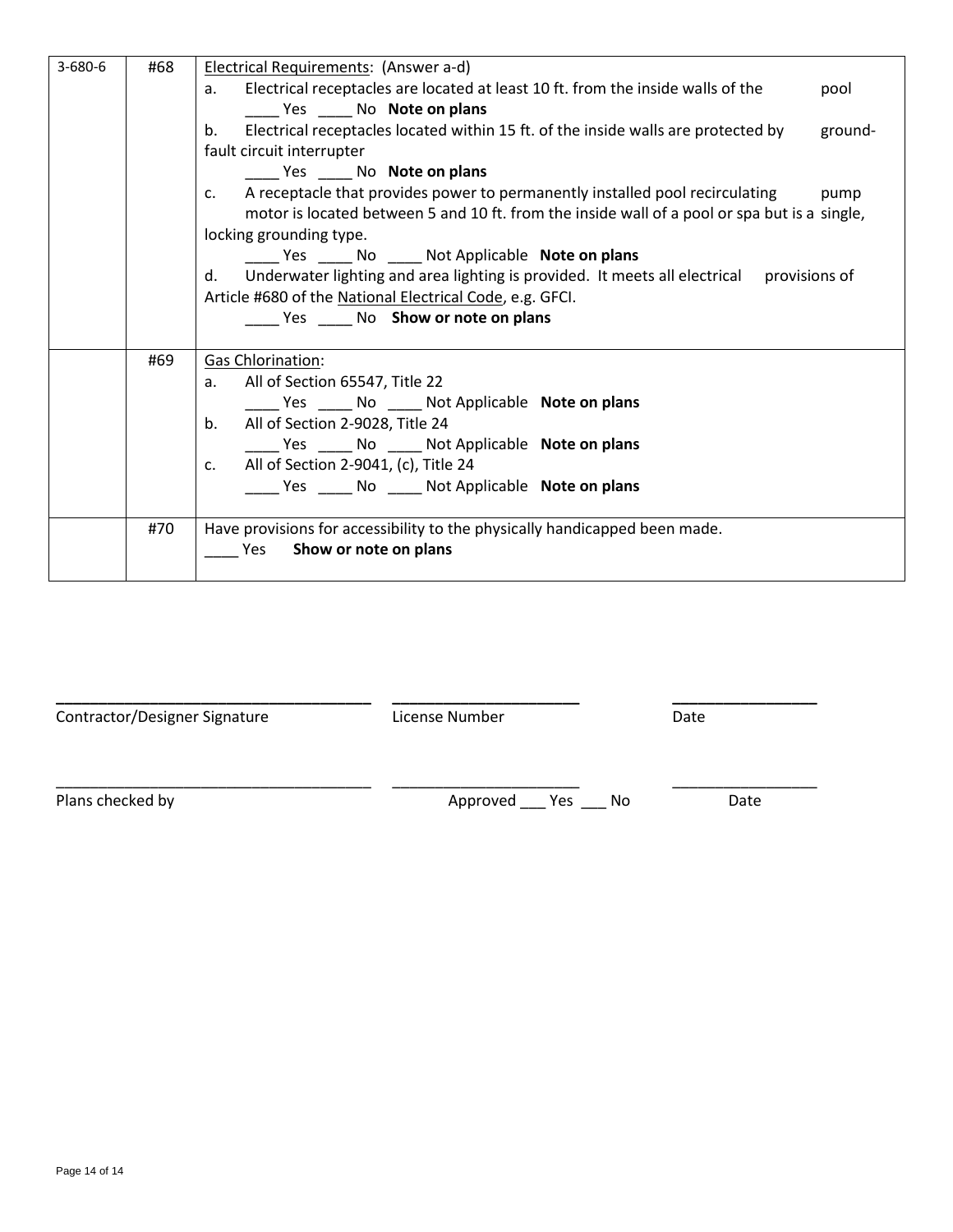| | | |
|---|---|---|
| 3-680-6 | #68 | Electrical Requirements: (Answer a-d)<br>a. Electrical receptacles are located at least 10 ft. from the inside walls of the pool<br>____ Yes ____ No **Note on plans**<br>b. Electrical receptacles located within 15 ft. of the inside walls are protected by ground-fault circuit interrupter<br>____ Yes ____ No **Note on plans**<br>c. A receptacle that provides power to permanently installed pool recirculating pump motor is located between 5 and 10 ft. from the inside wall of a pool or spa but is a single, locking grounding type.<br>____ Yes ____ No ____ Not Applicable **Note on plans**<br>d. Underwater lighting and area lighting is provided. It meets all electrical provisions of Article #680 of the National Electrical Code, e.g. GFCI.<br>____ Yes ____ No **Show or note on plans** |
| | #69 | Gas Chlorination:<br>a. All of Section 65547, Title 22<br>____ Yes ____ No ____ Not Applicable **Note on plans**<br>b. All of Section 2-9028, Title 24<br>____ Yes ____ No ____ Not Applicable **Note on plans**<br>c. All of Section 2-9041, (c), Title 24<br>____ Yes ____ No ____ Not Applicable **Note on plans** |
| | #70 | Have provisions for accessibility to the physically handicapped been made.<br>____ Yes **Show or note on plans** |

_____________________________________ _____________________ _________________
Contractor/Designer Signature License Number Date

_____________________________________ _____________________ _________________
Plans checked by Approved ___ Yes ___ No Date